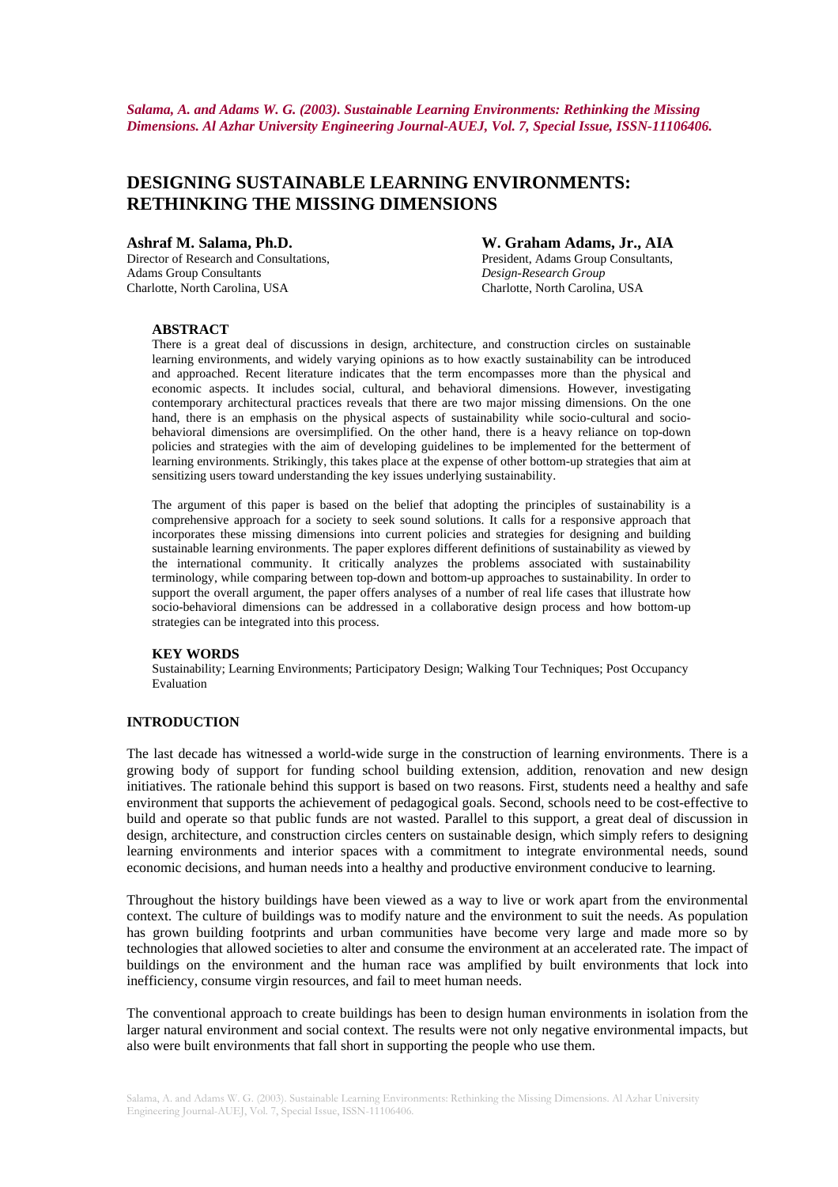*Salama, A. and Adams W. G. (2003). Sustainable Learning Environments: Rethinking the Missing Dimensions. Al Azhar University Engineering Journal-AUEJ, Vol. 7, Special Issue, ISSN-11106406.*

# DESIGNING SUSTAINABLE LEARNING ENVIRONMENTS: RETHINKING THE MISSING DIMENSIONS

**Ashraf M. Salama, Ph.D.**
Director of Research and Consultations,
Adams Group Consultants
Charlotte, North Carolina, USA

**W. Graham Adams, Jr., AIA**
President, Adams Group Consultants,
*Design-Research Group*
Charlotte, North Carolina, USA

## ABSTRACT

There is a great deal of discussions in design, architecture, and construction circles on sustainable learning environments, and widely varying opinions as to how exactly sustainability can be introduced and approached. Recent literature indicates that the term encompasses more than the physical and economic aspects. It includes social, cultural, and behavioral dimensions. However, investigating contemporary architectural practices reveals that there are two major missing dimensions. On the one hand, there is an emphasis on the physical aspects of sustainability while socio-cultural and socio-behavioral dimensions are oversimplified. On the other hand, there is a heavy reliance on top-down policies and strategies with the aim of developing guidelines to be implemented for the betterment of learning environments. Strikingly, this takes place at the expense of other bottom-up strategies that aim at sensitizing users toward understanding the key issues underlying sustainability.

The argument of this paper is based on the belief that adopting the principles of sustainability is a comprehensive approach for a society to seek sound solutions. It calls for a responsive approach that incorporates these missing dimensions into current policies and strategies for designing and building sustainable learning environments. The paper explores different definitions of sustainability as viewed by the international community. It critically analyzes the problems associated with sustainability terminology, while comparing between top-down and bottom-up approaches to sustainability. In order to support the overall argument, the paper offers analyses of a number of real life cases that illustrate how socio-behavioral dimensions can be addressed in a collaborative design process and how bottom-up strategies can be integrated into this process.

## KEY WORDS

Sustainability; Learning Environments; Participatory Design; Walking Tour Techniques; Post Occupancy Evaluation

## INTRODUCTION

The last decade has witnessed a world-wide surge in the construction of learning environments. There is a growing body of support for funding school building extension, addition, renovation and new design initiatives. The rationale behind this support is based on two reasons. First, students need a healthy and safe environment that supports the achievement of pedagogical goals. Second, schools need to be cost-effective to build and operate so that public funds are not wasted. Parallel to this support, a great deal of discussion in design, architecture, and construction circles centers on sustainable design, which simply refers to designing learning environments and interior spaces with a commitment to integrate environmental needs, sound economic decisions, and human needs into a healthy and productive environment conducive to learning.

Throughout the history buildings have been viewed as a way to live or work apart from the environmental context. The culture of buildings was to modify nature and the environment to suit the needs. As population has grown building footprints and urban communities have become very large and made more so by technologies that allowed societies to alter and consume the environment at an accelerated rate. The impact of buildings on the environment and the human race was amplified by built environments that lock into inefficiency, consume virgin resources, and fail to meet human needs.

The conventional approach to create buildings has been to design human environments in isolation from the larger natural environment and social context. The results were not only negative environmental impacts, but also were built environments that fall short in supporting the people who use them.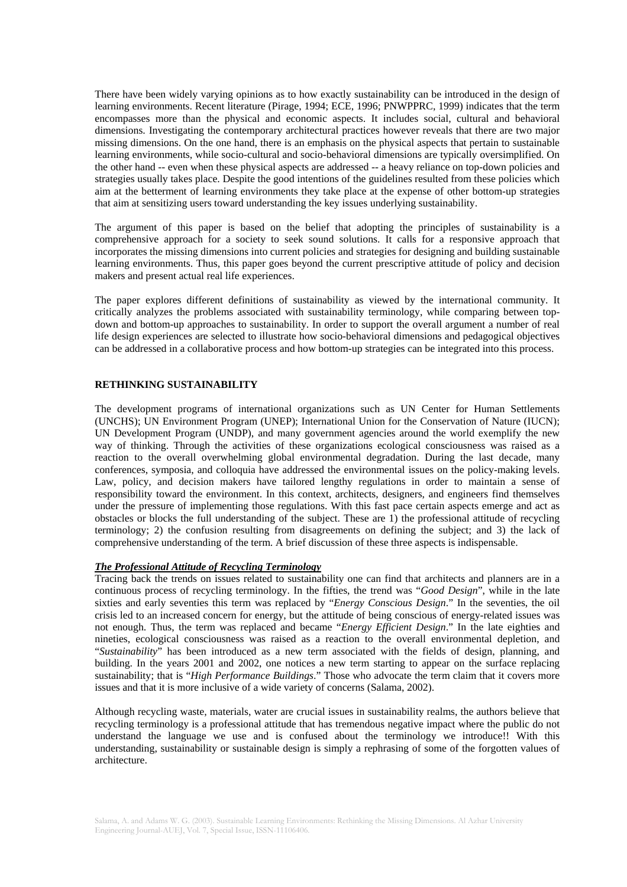There have been widely varying opinions as to how exactly sustainability can be introduced in the design of learning environments. Recent literature (Pirage, 1994; ECE, 1996; PNWPPRC, 1999) indicates that the term encompasses more than the physical and economic aspects. It includes social, cultural and behavioral dimensions. Investigating the contemporary architectural practices however reveals that there are two major missing dimensions. On the one hand, there is an emphasis on the physical aspects that pertain to sustainable learning environments, while socio-cultural and socio-behavioral dimensions are typically oversimplified. On the other hand -- even when these physical aspects are addressed -- a heavy reliance on top-down policies and strategies usually takes place. Despite the good intentions of the guidelines resulted from these policies which aim at the betterment of learning environments they take place at the expense of other bottom-up strategies that aim at sensitizing users toward understanding the key issues underlying sustainability.

The argument of this paper is based on the belief that adopting the principles of sustainability is a comprehensive approach for a society to seek sound solutions. It calls for a responsive approach that incorporates the missing dimensions into current policies and strategies for designing and building sustainable learning environments. Thus, this paper goes beyond the current prescriptive attitude of policy and decision makers and present actual real life experiences.

The paper explores different definitions of sustainability as viewed by the international community. It critically analyzes the problems associated with sustainability terminology, while comparing between top-down and bottom-up approaches to sustainability. In order to support the overall argument a number of real life design experiences are selected to illustrate how socio-behavioral dimensions and pedagogical objectives can be addressed in a collaborative process and how bottom-up strategies can be integrated into this process.

## RETHINKING SUSTAINABILITY

The development programs of international organizations such as UN Center for Human Settlements (UNCHS); UN Environment Program (UNEP); International Union for the Conservation of Nature (IUCN); UN Development Program (UNDP), and many government agencies around the world exemplify the new way of thinking. Through the activities of these organizations ecological consciousness was raised as a reaction to the overall overwhelming global environmental degradation. During the last decade, many conferences, symposia, and colloquia have addressed the environmental issues on the policy-making levels. Law, policy, and decision makers have tailored lengthy regulations in order to maintain a sense of responsibility toward the environment. In this context, architects, designers, and engineers find themselves under the pressure of implementing those regulations. With this fast pace certain aspects emerge and act as obstacles or blocks the full understanding of the subject. These are 1) the professional attitude of recycling terminology; 2) the confusion resulting from disagreements on defining the subject; and 3) the lack of comprehensive understanding of the term. A brief discussion of these three aspects is indispensable.

### ***The Professional Attitude of Recycling Terminology***

Tracing back the trends on issues related to sustainability one can find that architects and planners are in a continuous process of recycling terminology. In the fifties, the trend was "*Good Design*", while in the late sixties and early seventies this term was replaced by "*Energy Conscious Design*." In the seventies, the oil crisis led to an increased concern for energy, but the attitude of being conscious of energy-related issues was not enough. Thus, the term was replaced and became "*Energy Efficient Design*." In the late eighties and nineties, ecological consciousness was raised as a reaction to the overall environmental depletion, and "*Sustainability*" has been introduced as a new term associated with the fields of design, planning, and building. In the years 2001 and 2002, one notices a new term starting to appear on the surface replacing sustainability; that is "*High Performance Buildings*." Those who advocate the term claim that it covers more issues and that it is more inclusive of a wide variety of concerns (Salama, 2002).

Although recycling waste, materials, water are crucial issues in sustainability realms, the authors believe that recycling terminology is a professional attitude that has tremendous negative impact where the public do not understand the language we use and is confused about the terminology we introduce!! With this understanding, sustainability or sustainable design is simply a rephrasing of some of the forgotten values of architecture.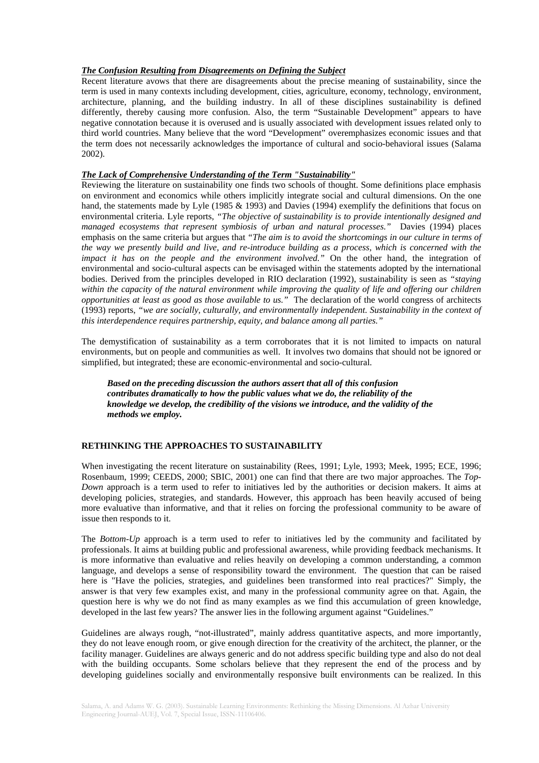***The Confusion Resulting from Disagreements on Defining the Subject***

Recent literature avows that there are disagreements about the precise meaning of sustainability, since the term is used in many contexts including development, cities, agriculture, economy, technology, environment, architecture, planning, and the building industry. In all of these disciplines sustainability is defined differently, thereby causing more confusion. Also, the term "Sustainable Development" appears to have negative connotation because it is overused and is usually associated with development issues related only to third world countries. Many believe that the word "Development" overemphasizes economic issues and that the term does not necessarily acknowledges the importance of cultural and socio-behavioral issues (Salama 2002).

***The Lack of Comprehensive Understanding of the Term "Sustainability"***

Reviewing the literature on sustainability one finds two schools of thought. Some definitions place emphasis on environment and economics while others implicitly integrate social and cultural dimensions. On the one hand, the statements made by Lyle (1985 & 1993) and Davies (1994) exemplify the definitions that focus on environmental criteria. Lyle reports, *"The objective of sustainability is to provide intentionally designed and managed ecosystems that represent symbiosis of urban and natural processes."* Davies (1994) places emphasis on the same criteria but argues that *"The aim is to avoid the shortcomings in our culture in terms of the way we presently build and live, and re-introduce building as a process, which is concerned with the impact it has on the people and the environment involved."* On the other hand, the integration of environmental and socio-cultural aspects can be envisaged within the statements adopted by the international bodies. Derived from the principles developed in RIO declaration (1992), sustainability is seen as *"staying within the capacity of the natural environment while improving the quality of life and offering our children opportunities at least as good as those available to us."* The declaration of the world congress of architects (1993) reports, *"we are socially, culturally, and environmentally independent. Sustainability in the context of this interdependence requires partnership, equity, and balance among all parties."*

The demystification of sustainability as a term corroborates that it is not limited to impacts on natural environments, but on people and communities as well. It involves two domains that should not be ignored or simplified, but integrated; these are economic-environmental and socio-cultural.

> ***Based on the preceding discussion the authors assert that all of this confusion contributes dramatically to how the public values what we do, the reliability of the knowledge we develop, the credibility of the visions we introduce, and the validity of the methods we employ.***

## RETHINKING THE APPROACHES TO SUSTAINABILITY

When investigating the recent literature on sustainability (Rees, 1991; Lyle, 1993; Meek, 1995; ECE, 1996; Rosenbaum, 1999; CEEDS, 2000; SBIC, 2001) one can find that there are two major approaches. The *Top-Down* approach is a term used to refer to initiatives led by the authorities or decision makers. It aims at developing policies, strategies, and standards. However, this approach has been heavily accused of being more evaluative than informative, and that it relies on forcing the professional community to be aware of issue then responds to it.

The *Bottom-Up* approach is a term used to refer to initiatives led by the community and facilitated by professionals. It aims at building public and professional awareness, while providing feedback mechanisms. It is more informative than evaluative and relies heavily on developing a common understanding, a common language, and develops a sense of responsibility toward the environment. The question that can be raised here is "Have the policies, strategies, and guidelines been transformed into real practices?" Simply, the answer is that very few examples exist, and many in the professional community agree on that. Again, the question here is why we do not find as many examples as we find this accumulation of green knowledge, developed in the last few years? The answer lies in the following argument against "Guidelines."

Guidelines are always rough, "not-illustrated", mainly address quantitative aspects, and more importantly, they do not leave enough room, or give enough direction for the creativity of the architect, the planner, or the facility manager. Guidelines are always generic and do not address specific building type and also do not deal with the building occupants. Some scholars believe that they represent the end of the process and by developing guidelines socially and environmentally responsive built environments can be realized. In this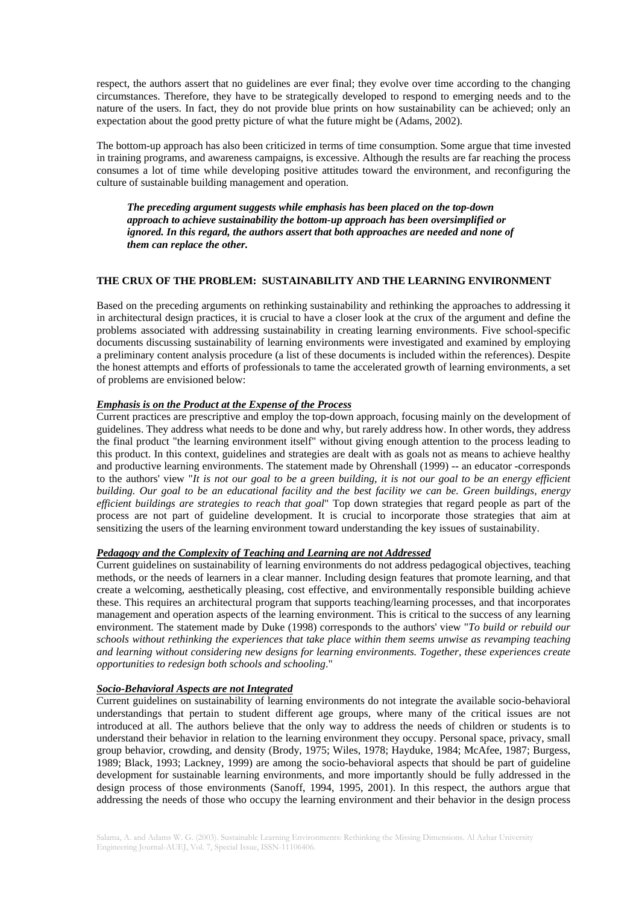respect, the authors assert that no guidelines are ever final; they evolve over time according to the changing circumstances. Therefore, they have to be strategically developed to respond to emerging needs and to the nature of the users. In fact, they do not provide blue prints on how sustainability can be achieved; only an expectation about the good pretty picture of what the future might be (Adams, 2002).

The bottom-up approach has also been criticized in terms of time consumption. Some argue that time invested in training programs, and awareness campaigns, is excessive. Although the results are far reaching the process consumes a lot of time while developing positive attitudes toward the environment, and reconfiguring the culture of sustainable building management and operation.

> ***The preceding argument suggests while emphasis has been placed on the top-down approach to achieve sustainability the bottom-up approach has been oversimplified or ignored. In this regard, the authors assert that both approaches are needed and none of them can replace the other.***

## THE CRUX OF THE PROBLEM: SUSTAINABILITY AND THE LEARNING ENVIRONMENT

Based on the preceding arguments on rethinking sustainability and rethinking the approaches to addressing it in architectural design practices, it is crucial to have a closer look at the crux of the argument and define the problems associated with addressing sustainability in creating learning environments. Five school-specific documents discussing sustainability of learning environments were investigated and examined by employing a preliminary content analysis procedure (a list of these documents is included within the references). Despite the honest attempts and efforts of professionals to tame the accelerated growth of learning environments, a set of problems are envisioned below:

### ***Emphasis is on the Product at the Expense of the Process***

Current practices are prescriptive and employ the top-down approach, focusing mainly on the development of guidelines. They address what needs to be done and why, but rarely address how. In other words, they address the final product "the learning environment itself" without giving enough attention to the process leading to this product. In this context, guidelines and strategies are dealt with as goals not as means to achieve healthy and productive learning environments. The statement made by Ohrenshall (1999) -- an educator -corresponds to the authors' view "*It is not our goal to be a green building, it is not our goal to be an energy efficient building. Our goal to be an educational facility and the best facility we can be. Green buildings, energy efficient buildings are strategies to reach that goal*" Top down strategies that regard people as part of the process are not part of guideline development. It is crucial to incorporate those strategies that aim at sensitizing the users of the learning environment toward understanding the key issues of sustainability.

### ***Pedagogy and the Complexity of Teaching and Learning are not Addressed***

Current guidelines on sustainability of learning environments do not address pedagogical objectives, teaching methods, or the needs of learners in a clear manner. Including design features that promote learning, and that create a welcoming, aesthetically pleasing, cost effective, and environmentally responsible building achieve these. This requires an architectural program that supports teaching/learning processes, and that incorporates management and operation aspects of the learning environment. This is critical to the success of any learning environment. The statement made by Duke (1998) corresponds to the authors' view "*To build or rebuild our schools without rethinking the experiences that take place within them seems unwise as revamping teaching and learning without considering new designs for learning environments. Together, these experiences create opportunities to redesign both schools and schooling*."

### ***Socio-Behavioral Aspects are not Integrated***

Current guidelines on sustainability of learning environments do not integrate the available socio-behavioral understandings that pertain to student different age groups, where many of the critical issues are not introduced at all. The authors believe that the only way to address the needs of children or students is to understand their behavior in relation to the learning environment they occupy. Personal space, privacy, small group behavior, crowding, and density (Brody, 1975; Wiles, 1978; Hayduke, 1984; McAfee, 1987; Burgess, 1989; Black, 1993; Lackney, 1999) are among the socio-behavioral aspects that should be part of guideline development for sustainable learning environments, and more importantly should be fully addressed in the design process of those environments (Sanoff, 1994, 1995, 2001). In this respect, the authors argue that addressing the needs of those who occupy the learning environment and their behavior in the design process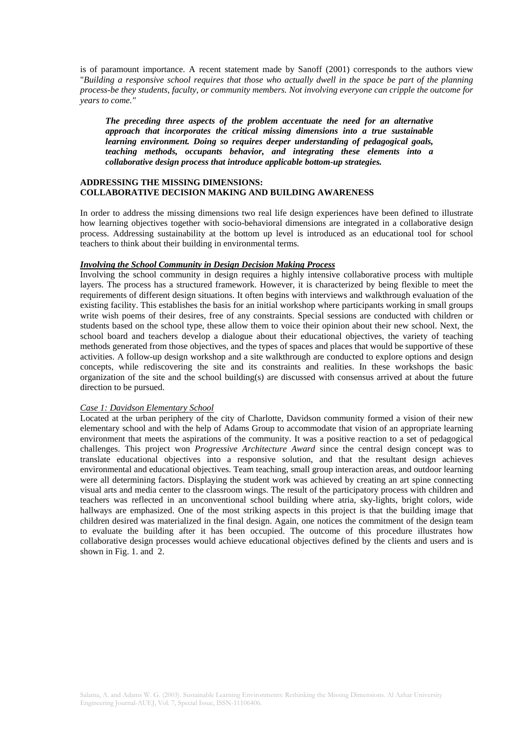is of paramount importance. A recent statement made by Sanoff (2001) corresponds to the authors view "*Building a responsive school requires that those who actually dwell in the space be part of the planning process-be they students, faculty, or community members. Not involving everyone can cripple the outcome for years to come."*

> ***The preceding three aspects of the problem accentuate the need for an alternative approach that incorporates the critical missing dimensions into a true sustainable learning environment. Doing so requires deeper understanding of pedagogical goals, teaching methods, occupants behavior, and integrating these elements into a collaborative design process that introduce applicable bottom-up strategies.***

## ADDRESSING THE MISSING DIMENSIONS: COLLABORATIVE DECISION MAKING AND BUILDING AWARENESS

In order to address the missing dimensions two real life design experiences have been defined to illustrate how learning objectives together with socio-behavioral dimensions are integrated in a collaborative design process. Addressing sustainability at the bottom up level is introduced as an educational tool for school teachers to think about their building in environmental terms.

### ***Involving the School Community in Design Decision Making Process***

Involving the school community in design requires a highly intensive collaborative process with multiple layers. The process has a structured framework. However, it is characterized by being flexible to meet the requirements of different design situations. It often begins with interviews and walkthrough evaluation of the existing facility. This establishes the basis for an initial workshop where participants working in small groups write wish poems of their desires, free of any constraints. Special sessions are conducted with children or students based on the school type, these allow them to voice their opinion about their new school. Next, the school board and teachers develop a dialogue about their educational objectives, the variety of teaching methods generated from those objectives, and the types of spaces and places that would be supportive of these activities. A follow-up design workshop and a site walkthrough are conducted to explore options and design concepts, while rediscovering the site and its constraints and realities. In these workshops the basic organization of the site and the school building(s) are discussed with consensus arrived at about the future direction to be pursued.

#### *Case 1: Davidson Elementary School*

Located at the urban periphery of the city of Charlotte, Davidson community formed a vision of their new elementary school and with the help of Adams Group to accommodate that vision of an appropriate learning environment that meets the aspirations of the community. It was a positive reaction to a set of pedagogical challenges. This project won *Progressive Architecture Award* since the central design concept was to translate educational objectives into a responsive solution, and that the resultant design achieves environmental and educational objectives. Team teaching, small group interaction areas, and outdoor learning were all determining factors. Displaying the student work was achieved by creating an art spine connecting visual arts and media center to the classroom wings. The result of the participatory process with children and teachers was reflected in an unconventional school building where atria, sky-lights, bright colors, wide hallways are emphasized. One of the most striking aspects in this project is that the building image that children desired was materialized in the final design. Again, one notices the commitment of the design team to evaluate the building after it has been occupied. The outcome of this procedure illustrates how collaborative design processes would achieve educational objectives defined by the clients and users and is shown in Fig. 1. and 2.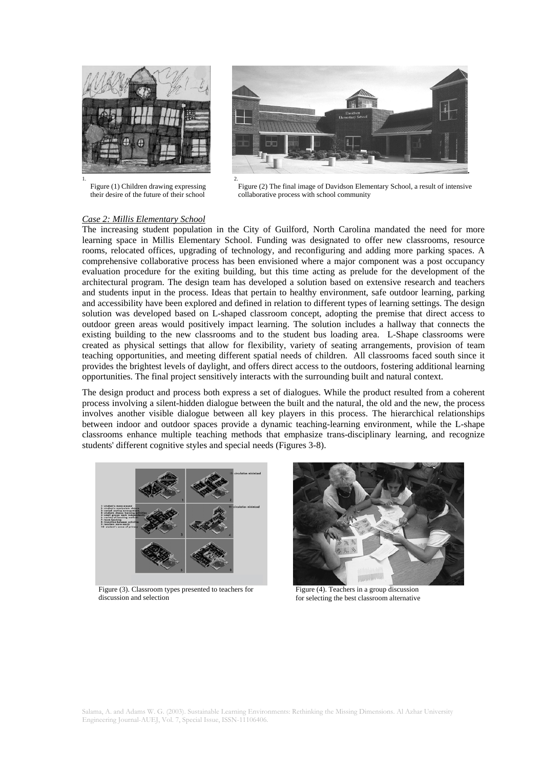1.

Figure (1) Children drawing expressing their desire of the future of their school

2.

Figure (2) The final image of Davidson Elementary School, a result of intensive collaborative process with school community

*Case 2: Millis Elementary School*

The increasing student population in the City of Guilford, North Carolina mandated the need for more learning space in Millis Elementary School. Funding was designated to offer new classrooms, resource rooms, relocated offices, upgrading of technology, and reconfiguring and adding more parking spaces. A comprehensive collaborative process has been envisioned where a major component was a post occupancy evaluation procedure for the exiting building, but this time acting as prelude for the development of the architectural program. The design team has developed a solution based on extensive research and teachers and students input in the process. Ideas that pertain to healthy environment, safe outdoor learning, parking and accessibility have been explored and defined in relation to different types of learning settings. The design solution was developed based on L-shaped classroom concept, adopting the premise that direct access to outdoor green areas would positively impact learning. The solution includes a hallway that connects the existing building to the new classrooms and to the student bus loading area. L-Shape classrooms were created as physical settings that allow for flexibility, variety of seating arrangements, provision of team teaching opportunities, and meeting different spatial needs of children. All classrooms faced south since it provides the brightest levels of daylight, and offers direct access to the outdoors, fostering additional learning opportunities. The final project sensitively interacts with the surrounding built and natural context.

The design product and process both express a set of dialogues. While the product resulted from a coherent process involving a silent-hidden dialogue between the built and the natural, the old and the new, the process involves another visible dialogue between all key players in this process. The hierarchical relationships between indoor and outdoor spaces provide a dynamic teaching-learning environment, while the L-shape classrooms enhance multiple teaching methods that emphasize trans-disciplinary learning, and recognize students' different cognitive styles and special needs (Figures 3-8).

Figure (3). Classroom types presented to teachers for discussion and selection

Figure (4). Teachers in a group discussion for selecting the best classroom alternative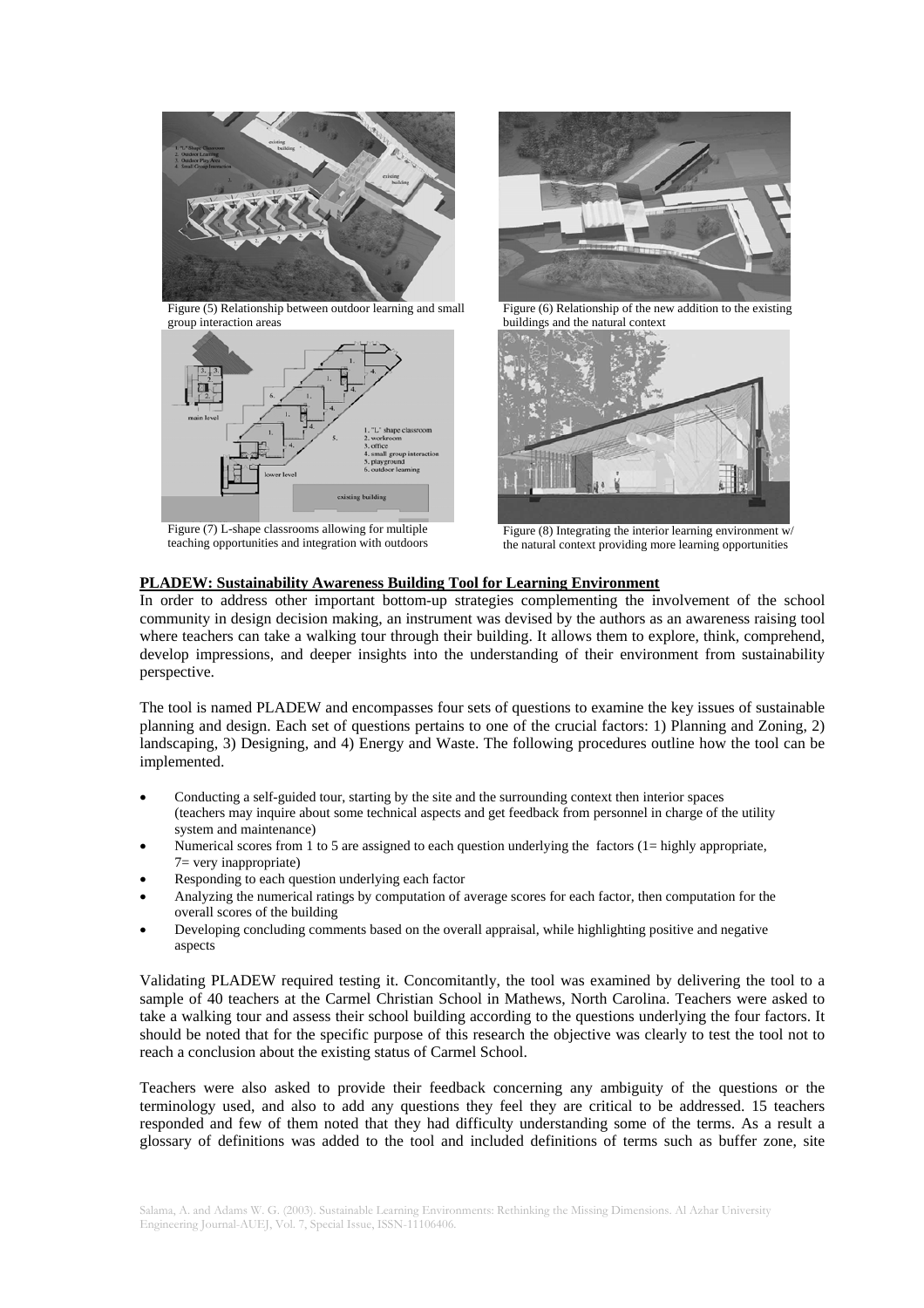Figure (5) Relationship between outdoor learning and small group interaction areas

Figure (6) Relationship of the new addition to the existing buildings and the natural context

Figure (7) L-shape classrooms allowing for multiple teaching opportunities and integration with outdoors

Figure (8) Integrating the interior learning environment w/ the natural context providing more learning opportunities

## PLADEW: Sustainability Awareness Building Tool for Learning Environment

In order to address other important bottom-up strategies complementing the involvement of the school community in design decision making, an instrument was devised by the authors as an awareness raising tool where teachers can take a walking tour through their building. It allows them to explore, think, comprehend, develop impressions, and deeper insights into the understanding of their environment from sustainability perspective.

The tool is named PLADEW and encompasses four sets of questions to examine the key issues of sustainable planning and design. Each set of questions pertains to one of the crucial factors: 1) Planning and Zoning, 2) landscaping, 3) Designing, and 4) Energy and Waste. The following procedures outline how the tool can be implemented.

- Conducting a self-guided tour, starting by the site and the surrounding context then interior spaces (teachers may inquire about some technical aspects and get feedback from personnel in charge of the utility system and maintenance)
- Numerical scores from 1 to 5 are assigned to each question underlying the factors (1= highly appropriate, 7= very inappropriate)
- Responding to each question underlying each factor
- Analyzing the numerical ratings by computation of average scores for each factor, then computation for the overall scores of the building
- Developing concluding comments based on the overall appraisal, while highlighting positive and negative aspects

Validating PLADEW required testing it. Concomitantly, the tool was examined by delivering the tool to a sample of 40 teachers at the Carmel Christian School in Mathews, North Carolina. Teachers were asked to take a walking tour and assess their school building according to the questions underlying the four factors. It should be noted that for the specific purpose of this research the objective was clearly to test the tool not to reach a conclusion about the existing status of Carmel School.

Teachers were also asked to provide their feedback concerning any ambiguity of the questions or the terminology used, and also to add any questions they feel they are critical to be addressed. 15 teachers responded and few of them noted that they had difficulty understanding some of the terms. As a result a glossary of definitions was added to the tool and included definitions of terms such as buffer zone, site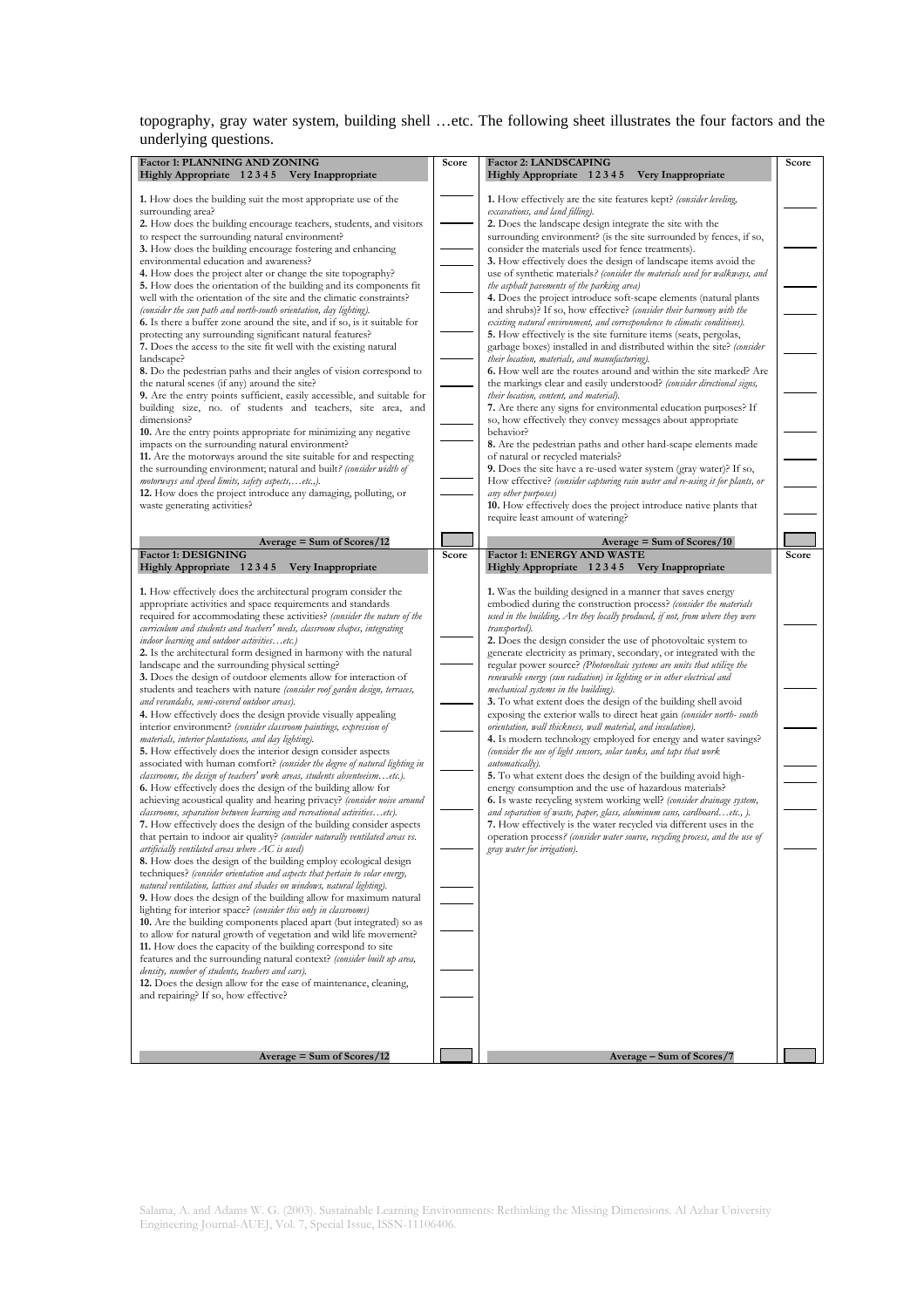topography, gray water system, building shell …etc. The following sheet illustrates the four factors and the underlying questions.

| Factor 1: PLANNING AND ZONING<br>Highly Appropriate 1 2 3 4 5 Very Inappropriate | Score |
|---|---|
| **1.** How does the building suit the most appropriate use of the surrounding area? | ____ |
| **2.** How does the building encourage teachers, students, and visitors to respect the surrounding natural environment? | ____ |
| **3.** How does the building encourage fostering and enhancing environmental education and awareness? | ____ |
| **4.** How does the project alter or change the site topography? | ____ |
| **5.** How does the orientation of the building and its components fit well with the orientation of the site and the climatic constraints? *(consider the sun path and north-south orientation, day lighting).* | ____ |
| **6.** Is there a buffer zone around the site, and if so, is it suitable for protecting any surrounding significant natural features? | ____ |
| **7.** Does the access to the site fit well with the existing natural landscape? | ____ |
| **8.** Do the pedestrian paths and their angles of vision correspond to the natural scenes (if any) around the site? | ____ |
| **9.** Are the entry points sufficient, easily accessible, and suitable for building size, no. of students and teachers, site area, and dimensions? | ____ |
| **10.** Are the entry points appropriate for minimizing any negative impacts on the surrounding natural environment? | ____ |
| **11.** Are the motorways around the site suitable for and respecting the surrounding environment; natural and built? *(consider width of motorways and speed limits, safety aspects,…etc.,).* | ____ |
| **12.** How does the project introduce any damaging, polluting, or waste generating activities? | ____ |
| **Average = Sum of Scores/12** | |

| Factor 2: LANDSCAPING<br>Highly Appropriate 1 2 3 4 5 Very Inappropriate | Score |
|---|---|
| **1.** How effectively are the site features kept? *(consider leveling, excavations, and land filling).* | ____ |
| **2.** Does the landscape design integrate the site with the surrounding environment? (is the site surrounded by fences, if so, consider the materials used for fence treatments). | ____ |
| **3.** How effectively does the design of landscape items avoid the use of synthetic materials? *(consider the materials used for walkways, and the asphalt pavements of the parking area)* | ____ |
| **4.** Does the project introduce soft-scape elements (natural plants and shrubs)? If so, how effective? *(consider their harmony with the existing natural environment, and correspondence to climatic conditions).* | ____ |
| **5.** How effectively is the site furniture items (seats, pergolas, garbage boxes) installed in and distributed within the site? *(consider their location, materials, and manufacturing).* | ____ |
| **6.** How well are the routes around and within the site marked? Are the markings clear and easily understood? *(consider directional signs, their location, content, and material).* | ____ |
| **7.** Are there any signs for environmental education purposes? If so, how effectively they convey messages about appropriate behavior? | ____ |
| **8.** Are the pedestrian paths and other hard-scape elements made of natural or recycled materials? | ____ |
| **9.** Does the site have a re-used water system (gray water)? If so, How effective? *(consider capturing rain water and re-using it for plants, or any other purposes)* | ____ |
| **10.** How effectively does the project introduce native plants that require least amount of watering? | ____ |
| **Average = Sum of Scores/10** | |

| Factor 1: DESIGNING<br>Highly Appropriate 1 2 3 4 5 Very Inappropriate | Score |
|---|---|
| **1.** How effectively does the architectural program consider the appropriate activities and space requirements and standards required for accommodating these activities? *(consider the nature of the curriculum and students and teachers' needs, classroom shapes, integrating indoor learning and outdoor activities…etc.)* | ____ |
| **2.** Is the architectural form designed in harmony with the natural landscape and the surrounding physical setting? | ____ |
| **3.** Does the design of outdoor elements allow for interaction of students and teachers with nature *(consider roof garden design, terraces, and verandahs, semi-covered outdoor areas).* | ____ |
| **4.** How effectively does the design provide visually appealing interior environment? *(consider classroom paintings, expression of materials, interior plantations, and day lighting).* | ____ |
| **5.** How effectively does the interior design consider aspects associated with human comfort? *(consider the degree of natural lighting in classrooms, the design of teachers' work areas, students absenteeism…etc.).* | ____ |
| **6.** How effectively does the design of the building allow for achieving acoustical quality and hearing privacy? *(consider noise around classrooms, separation between learning and recreational activities…etc).* | ____ |
| **7.** How effectively does the design of the building consider aspects that pertain to indoor air quality? *(consider naturally ventilated areas vs. artificially ventilated areas where AC is used)* | ____ |
| **8.** How does the design of the building employ ecological design techniques? *(consider orientation and aspects that pertain to solar energy, natural ventilation, lattices and shades on windows, natural lighting).* | ____ |
| **9.** How does the design of the building allow for maximum natural lighting for interior space? *(consider this only in classrooms)* | ____ |
| **10.** Are the building components placed apart (but integrated) so as to allow for natural growth of vegetation and wild life movement? | ____ |
| **11.** How does the capacity of the building correspond to site features and the surrounding natural context? *(consider built up area, density, number of students, teachers and cars).* | ____ |
| **12.** Does the design allow for the ease of maintenance, cleaning, and repairing? If so, how effective? | ____ |
| **Average = Sum of Scores/12** | |

| Factor 1: ENERGY AND WASTE<br>Highly Appropriate 1 2 3 4 5 Very Inappropriate | Score |
|---|---|
| **1.** Was the building designed in a manner that saves energy embodied during the construction process? *(consider the materials used in the building, Are they locally produced, if not, from where they were transported).* | ____ |
| **2.** Does the design consider the use of photovoltaic system to generate electricity as primary, secondary, or integrated with the regular power source? *(Photovoltaic systems are units that utilize the renewable energy (sun radiation) in lighting or in other electrical and mechanical systems in the building).* | ____ |
| **3.** To what extent does the design of the building shell avoid exposing the exterior walls to direct heat gain *(consider north- south orientation, wall thickness, wall material, and insulation).* | ____ |
| **4.** Is modern technology employed for energy and water savings? *(consider the use of light sensors, solar tanks, and taps that work automatically).* | ____ |
| **5.** To what extent does the design of the building avoid high-energy consumption and the use of hazardous materials? | ____ |
| **6.** Is waste recycling system working well? *(consider drainage system, and separation of waste, paper, glass, aluminum cans, cardboard…etc., ).* | ____ |
| **7.** How effectively is the water recycled via different uses in the operation process? *(consider water source, recycling process, and the use of gray water for irrigation).* | ____ |
| **Average – Sum of Scores/7** | |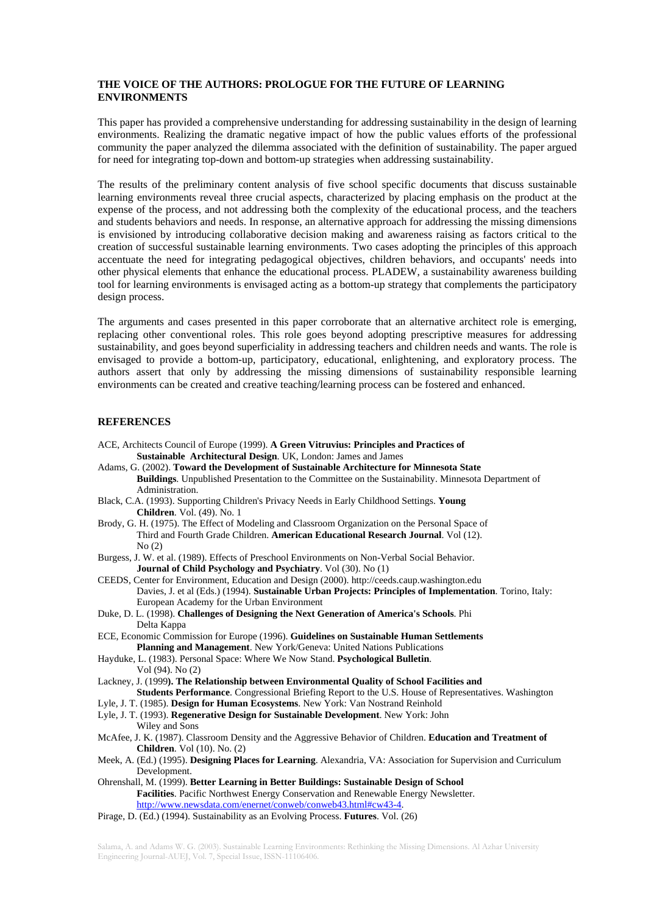## THE VOICE OF THE AUTHORS: PROLOGUE FOR THE FUTURE OF LEARNING ENVIRONMENTS

This paper has provided a comprehensive understanding for addressing sustainability in the design of learning environments. Realizing the dramatic negative impact of how the public values efforts of the professional community the paper analyzed the dilemma associated with the definition of sustainability. The paper argued for need for integrating top-down and bottom-up strategies when addressing sustainability.

The results of the preliminary content analysis of five school specific documents that discuss sustainable learning environments reveal three crucial aspects, characterized by placing emphasis on the product at the expense of the process, and not addressing both the complexity of the educational process, and the teachers and students behaviors and needs. In response, an alternative approach for addressing the missing dimensions is envisioned by introducing collaborative decision making and awareness raising as factors critical to the creation of successful sustainable learning environments. Two cases adopting the principles of this approach accentuate the need for integrating pedagogical objectives, children behaviors, and occupants' needs into other physical elements that enhance the educational process. PLADEW, a sustainability awareness building tool for learning environments is envisaged acting as a bottom-up strategy that complements the participatory design process.

The arguments and cases presented in this paper corroborate that an alternative architect role is emerging, replacing other conventional roles. This role goes beyond adopting prescriptive measures for addressing sustainability, and goes beyond superficiality in addressing teachers and children needs and wants. The role is envisaged to provide a bottom-up, participatory, educational, enlightening, and exploratory process. The authors assert that only by addressing the missing dimensions of sustainability responsible learning environments can be created and creative teaching/learning process can be fostered and enhanced.

## REFERENCES

ACE, Architects Council of Europe (1999). **A Green Vitruvius: Principles and Practices of Sustainable Architectural Design**. UK, London: James and James

Adams, G. (2002). **Toward the Development of Sustainable Architecture for Minnesota State Buildings**. Unpublished Presentation to the Committee on the Sustainability. Minnesota Department of Administration.

Black, C.A. (1993). Supporting Children's Privacy Needs in Early Childhood Settings. **Young Children**. Vol. (49). No. 1

Brody, G. H. (1975). The Effect of Modeling and Classroom Organization on the Personal Space of Third and Fourth Grade Children. **American Educational Research Journal**. Vol (12). No (2)

Burgess, J. W. et al. (1989). Effects of Preschool Environments on Non-Verbal Social Behavior. **Journal of Child Psychology and Psychiatry**. Vol (30). No (1)

CEEDS, Center for Environment, Education and Design (2000). http://ceeds.caup.washington.edu

Davies, J. et al (Eds.) (1994). **Sustainable Urban Projects: Principles of Implementation**. Torino, Italy: European Academy for the Urban Environment

Duke, D. L. (1998). **Challenges of Designing the Next Generation of America's Schools**. Phi Delta Kappa

ECE, Economic Commission for Europe (1996). **Guidelines on Sustainable Human Settlements Planning and Management**. New York/Geneva: United Nations Publications

Hayduke, L. (1983). Personal Space: Where We Now Stand. **Psychological Bulletin**. Vol (94). No (2)

Lackney, J. (1999**). The Relationship between Environmental Quality of School Facilities and Students Performance**. Congressional Briefing Report to the U.S. House of Representatives. Washington

Lyle, J. T. (1985). **Design for Human Ecosystems**. New York: Van Nostrand Reinhold

Lyle, J. T. (1993). **Regenerative Design for Sustainable Development**. New York: John Wiley and Sons

McAfee, J. K. (1987). Classroom Density and the Aggressive Behavior of Children. **Education and Treatment of Children**. Vol (10). No. (2)

Meek, A. (Ed.) (1995). **Designing Places for Learning**. Alexandria, VA: Association for Supervision and Curriculum Development.

Ohrenshall, M. (1999). **Better Learning in Better Buildings: Sustainable Design of School Facilities**. Pacific Northwest Energy Conservation and Renewable Energy Newsletter. http://www.newsdata.com/enernet/conweb/conweb43.html#cw43-4.

Pirage, D. (Ed.) (1994). Sustainability as an Evolving Process. **Futures**. Vol. (26)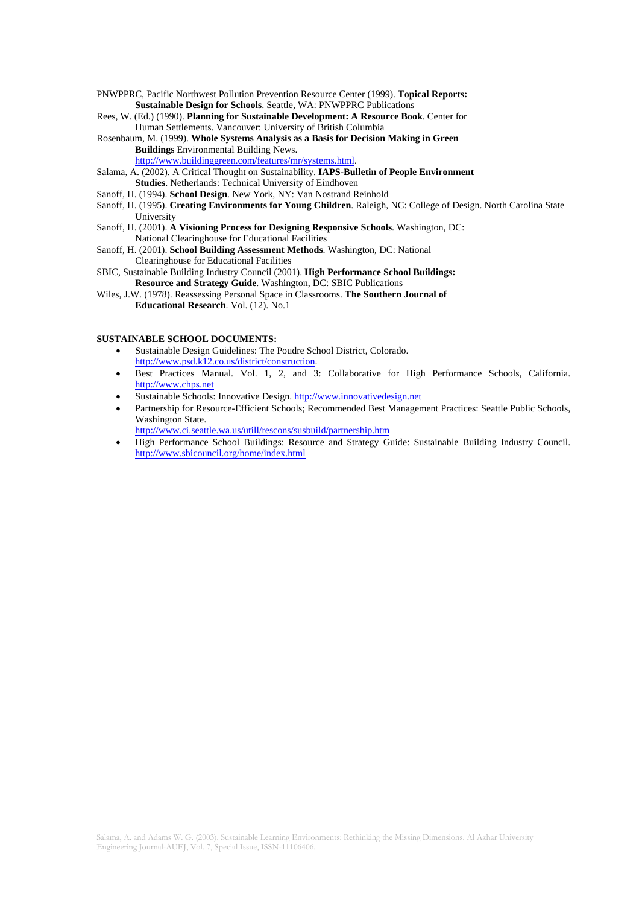PNWPPRC, Pacific Northwest Pollution Prevention Resource Center (1999). **Topical Reports: Sustainable Design for Schools**. Seattle, WA: PNWPPRC Publications

Rees, W. (Ed.) (1990). **Planning for Sustainable Development: A Resource Book**. Center for Human Settlements. Vancouver: University of British Columbia

Rosenbaum, M. (1999). **Whole Systems Analysis as a Basis for Decision Making in Green Buildings** Environmental Building News. http://www.buildinggreen.com/features/mr/systems.html.

Salama, A. (2002). A Critical Thought on Sustainability. **IAPS-Bulletin of People Environment Studies**. Netherlands: Technical University of Eindhoven

Sanoff, H. (1994). **School Design**. New York, NY: Van Nostrand Reinhold

Sanoff, H. (1995). **Creating Environments for Young Children**. Raleigh, NC: College of Design. North Carolina State University

Sanoff, H. (2001). **A Visioning Process for Designing Responsive Schools**. Washington, DC: National Clearinghouse for Educational Facilities

Sanoff, H. (2001). **School Building Assessment Methods**. Washington, DC: National Clearinghouse for Educational Facilities

SBIC, Sustainable Building Industry Council (2001). **High Performance School Buildings: Resource and Strategy Guide**. Washington, DC: SBIC Publications

Wiles, J.W. (1978). Reassessing Personal Space in Classrooms. **The Southern Journal of Educational Research**. Vol. (12). No.1

**SUSTAINABLE SCHOOL DOCUMENTS:**

- Sustainable Design Guidelines: The Poudre School District, Colorado. http://www.psd.k12.co.us/district/construction.
- Best Practices Manual. Vol. 1, 2, and 3: Collaborative for High Performance Schools, California. http://www.chps.net
- Sustainable Schools: Innovative Design. http://www.innovativedesign.net
- Partnership for Resource-Efficient Schools; Recommended Best Management Practices: Seattle Public Schools, Washington State. http://www.ci.seattle.wa.us/util/rescons/susbuild/partnership.htm
- High Performance School Buildings: Resource and Strategy Guide: Sustainable Building Industry Council. http://www.sbicouncil.org/home/index.html